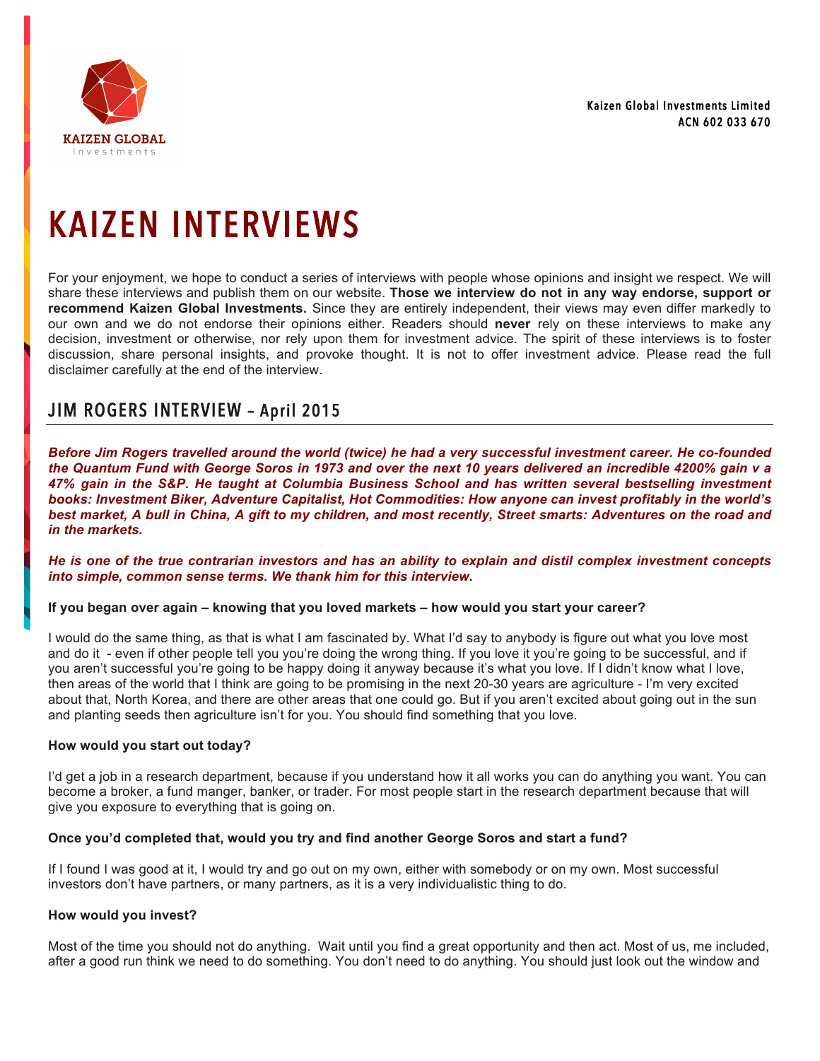Kaizen Global Investments Limited
ACN 602 033 670

# KAIZEN INTERVIEWS

For your enjoyment, we hope to conduct a series of interviews with people whose opinions and insight we respect. We will share these interviews and publish them on our website. **Those we interview do not in any way endorse, support or recommend Kaizen Global Investments.** Since they are entirely independent, their views may even differ markedly to our own and we do not endorse their opinions either. Readers should **never** rely on these interviews to make any decision, investment or otherwise, nor rely upon them for investment advice. The spirit of these interviews is to foster discussion, share personal insights, and provoke thought. It is not to offer investment advice. Please read the full disclaimer carefully at the end of the interview.

## JIM ROGERS INTERVIEW – April 2015

***Before Jim Rogers travelled around the world (twice) he had a very successful investment career. He co-founded the Quantum Fund with George Soros in 1973 and over the next 10 years delivered an incredible 4200% gain v a 47% gain in the S&P. He taught at Columbia Business School and has written several bestselling investment books: Investment Biker, Adventure Capitalist, Hot Commodities: How anyone can invest profitably in the world's best market, A bull in China, A gift to my children, and most recently, Street smarts: Adventures on the road and in the markets.***

***He is one of the true contrarian investors and has an ability to explain and distil complex investment concepts into simple, common sense terms. We thank him for this interview.***

**If you began over again – knowing that you loved markets – how would you start your career?**

I would do the same thing, as that is what I am fascinated by. What I'd say to anybody is figure out what you love most and do it - even if other people tell you you're doing the wrong thing. If you love it you're going to be successful, and if you aren't successful you're going to be happy doing it anyway because it's what you love. If I didn't know what I love, then areas of the world that I think are going to be promising in the next 20-30 years are agriculture - I'm very excited about that, North Korea, and there are other areas that one could go. But if you aren't excited about going out in the sun and planting seeds then agriculture isn't for you. You should find something that you love.

**How would you start out today?**

I'd get a job in a research department, because if you understand how it all works you can do anything you want. You can become a broker, a fund manger, banker, or trader. For most people start in the research department because that will give you exposure to everything that is going on.

**Once you'd completed that, would you try and find another George Soros and start a fund?**

If I found I was good at it, I would try and go out on my own, either with somebody or on my own. Most successful investors don't have partners, or many partners, as it is a very individualistic thing to do.

**How would you invest?**

Most of the time you should not do anything. Wait until you find a great opportunity and then act. Most of us, me included, after a good run think we need to do something. You don't need to do anything. You should just look out the window and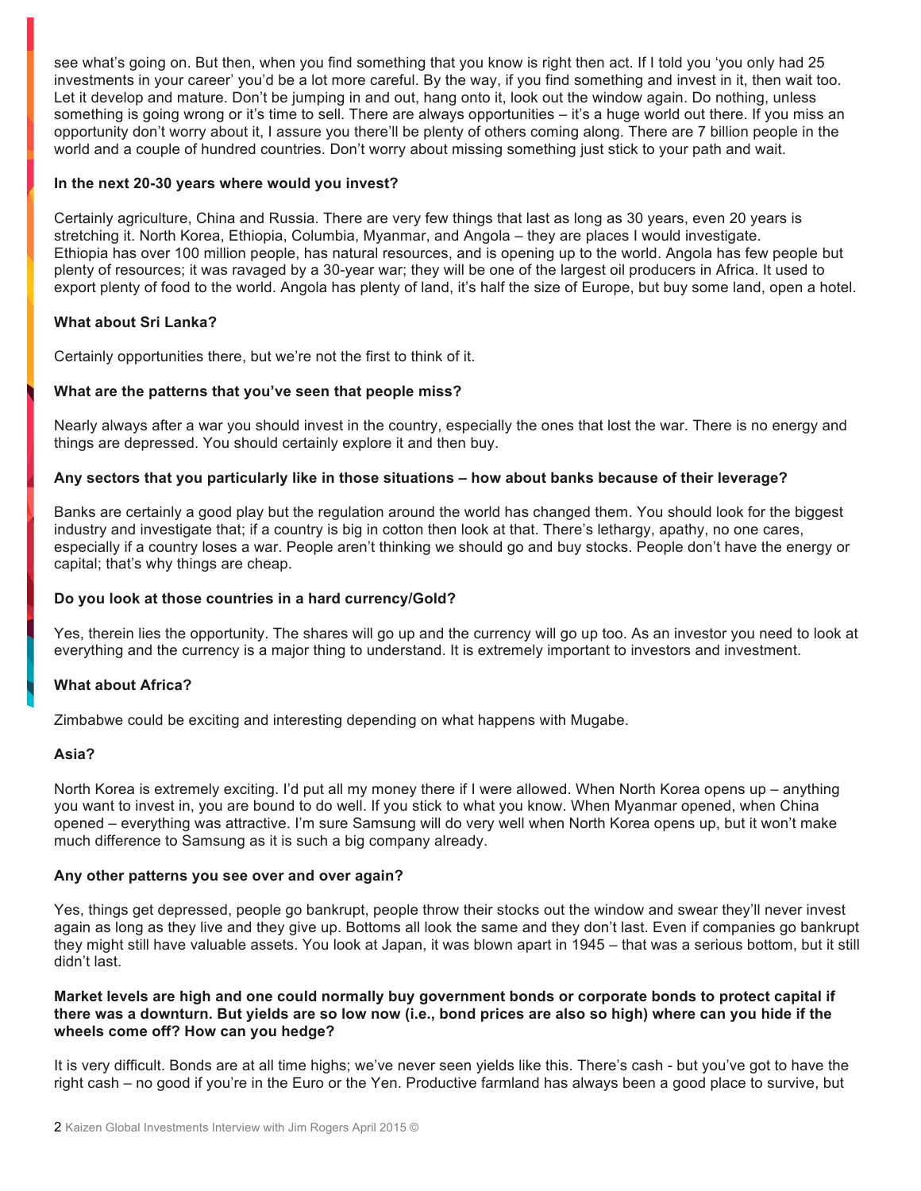see what's going on. But then, when you find something that you know is right then act. If I told you 'you only had 25 investments in your career' you'd be a lot more careful. By the way, if you find something and invest in it, then wait too. Let it develop and mature. Don't be jumping in and out, hang onto it, look out the window again. Do nothing, unless something is going wrong or it's time to sell. There are always opportunities – it's a huge world out there. If you miss an opportunity don't worry about it, I assure you there'll be plenty of others coming along. There are 7 billion people in the world and a couple of hundred countries. Don't worry about missing something just stick to your path and wait.

**In the next 20-30 years where would you invest?**

Certainly agriculture, China and Russia. There are very few things that last as long as 30 years, even 20 years is stretching it. North Korea, Ethiopia, Columbia, Myanmar, and Angola – they are places I would investigate. Ethiopia has over 100 million people, has natural resources, and is opening up to the world. Angola has few people but plenty of resources; it was ravaged by a 30-year war; they will be one of the largest oil producers in Africa. It used to export plenty of food to the world. Angola has plenty of land, it's half the size of Europe, but buy some land, open a hotel.

**What about Sri Lanka?**

Certainly opportunities there, but we're not the first to think of it.

**What are the patterns that you've seen that people miss?**

Nearly always after a war you should invest in the country, especially the ones that lost the war. There is no energy and things are depressed. You should certainly explore it and then buy.

**Any sectors that you particularly like in those situations – how about banks because of their leverage?**

Banks are certainly a good play but the regulation around the world has changed them. You should look for the biggest industry and investigate that; if a country is big in cotton then look at that. There's lethargy, apathy, no one cares, especially if a country loses a war. People aren't thinking we should go and buy stocks. People don't have the energy or capital; that's why things are cheap.

**Do you look at those countries in a hard currency/Gold?**

Yes, therein lies the opportunity. The shares will go up and the currency will go up too. As an investor you need to look at everything and the currency is a major thing to understand. It is extremely important to investors and investment.

**What about Africa?**

Zimbabwe could be exciting and interesting depending on what happens with Mugabe.

**Asia?**

North Korea is extremely exciting. I'd put all my money there if I were allowed. When North Korea opens up – anything you want to invest in, you are bound to do well. If you stick to what you know. When Myanmar opened, when China opened – everything was attractive. I'm sure Samsung will do very well when North Korea opens up, but it won't make much difference to Samsung as it is such a big company already.

**Any other patterns you see over and over again?**

Yes, things get depressed, people go bankrupt, people throw their stocks out the window and swear they'll never invest again as long as they live and they give up. Bottoms all look the same and they don't last. Even if companies go bankrupt they might still have valuable assets. You look at Japan, it was blown apart in 1945 – that was a serious bottom, but it still didn't last.

**Market levels are high and one could normally buy government bonds or corporate bonds to protect capital if there was a downturn. But yields are so low now (i.e., bond prices are also so high) where can you hide if the wheels come off? How can you hedge?**

It is very difficult. Bonds are at all time highs; we've never seen yields like this. There's cash - but you've got to have the right cash – no good if you're in the Euro or the Yen. Productive farmland has always been a good place to survive, but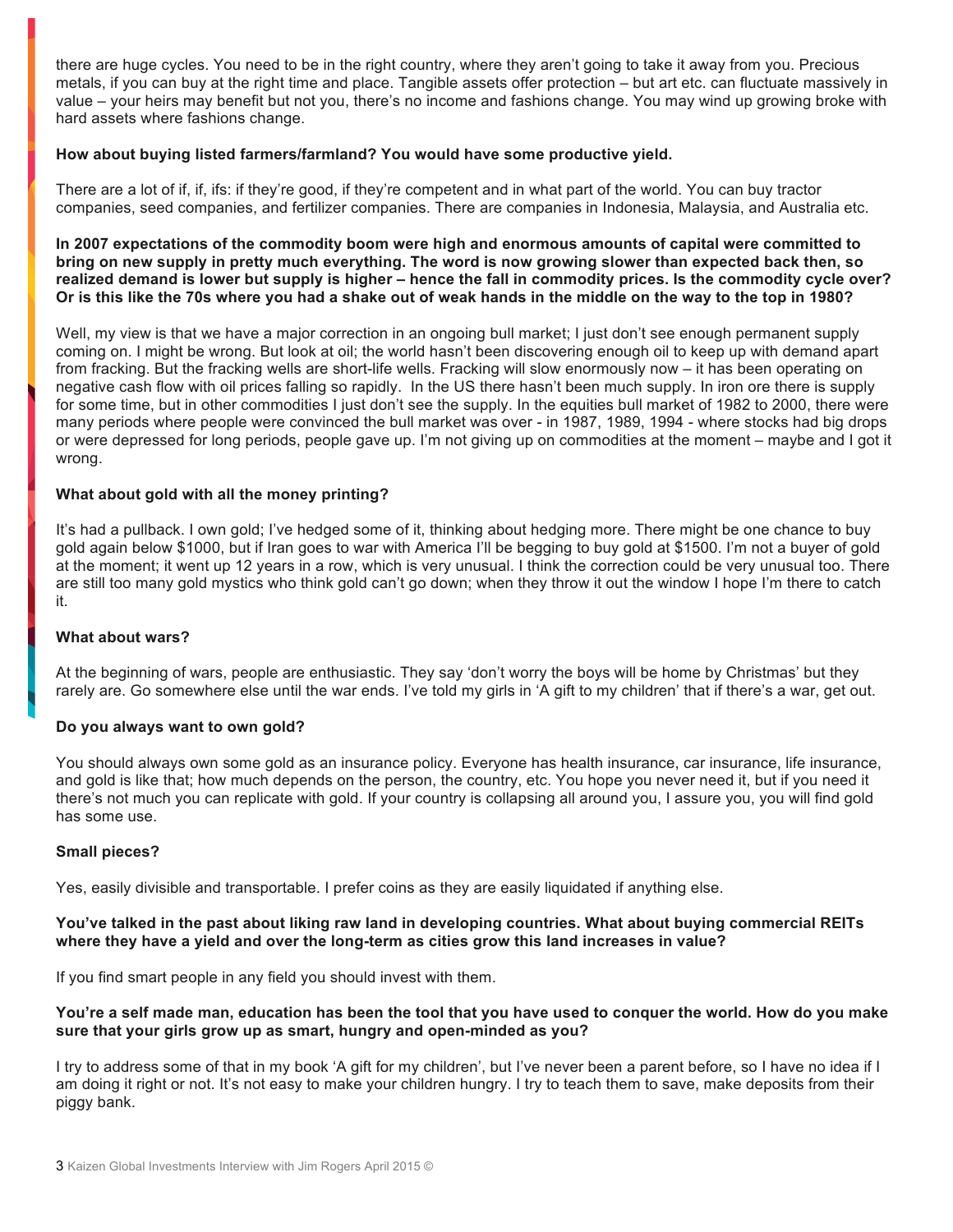there are huge cycles. You need to be in the right country, where they aren't going to take it away from you. Precious metals, if you can buy at the right time and place. Tangible assets offer protection – but art etc. can fluctuate massively in value – your heirs may benefit but not you, there's no income and fashions change. You may wind up growing broke with hard assets where fashions change.

**How about buying listed farmers/farmland? You would have some productive yield.**

There are a lot of if, if, ifs: if they're good, if they're competent and in what part of the world. You can buy tractor companies, seed companies, and fertilizer companies. There are companies in Indonesia, Malaysia, and Australia etc.

**In 2007 expectations of the commodity boom were high and enormous amounts of capital were committed to bring on new supply in pretty much everything. The word is now growing slower than expected back then, so realized demand is lower but supply is higher – hence the fall in commodity prices. Is the commodity cycle over? Or is this like the 70s where you had a shake out of weak hands in the middle on the way to the top in 1980?**

Well, my view is that we have a major correction in an ongoing bull market; I just don't see enough permanent supply coming on. I might be wrong. But look at oil; the world hasn't been discovering enough oil to keep up with demand apart from fracking. But the fracking wells are short-life wells. Fracking will slow enormously now – it has been operating on negative cash flow with oil prices falling so rapidly. In the US there hasn't been much supply. In iron ore there is supply for some time, but in other commodities I just don't see the supply. In the equities bull market of 1982 to 2000, there were many periods where people were convinced the bull market was over - in 1987, 1989, 1994 - where stocks had big drops or were depressed for long periods, people gave up. I'm not giving up on commodities at the moment – maybe and I got it wrong.

**What about gold with all the money printing?**

It's had a pullback. I own gold; I've hedged some of it, thinking about hedging more. There might be one chance to buy gold again below $1000, but if Iran goes to war with America I'll be begging to buy gold at $1500. I'm not a buyer of gold at the moment; it went up 12 years in a row, which is very unusual. I think the correction could be very unusual too. There are still too many gold mystics who think gold can't go down; when they throw it out the window I hope I'm there to catch it.

**What about wars?**

At the beginning of wars, people are enthusiastic. They say 'don't worry the boys will be home by Christmas' but they rarely are. Go somewhere else until the war ends. I've told my girls in 'A gift to my children' that if there's a war, get out.

**Do you always want to own gold?**

You should always own some gold as an insurance policy. Everyone has health insurance, car insurance, life insurance, and gold is like that; how much depends on the person, the country, etc. You hope you never need it, but if you need it there's not much you can replicate with gold. If your country is collapsing all around you, I assure you, you will find gold has some use.

**Small pieces?**

Yes, easily divisible and transportable. I prefer coins as they are easily liquidated if anything else.

**You've talked in the past about liking raw land in developing countries. What about buying commercial REITs where they have a yield and over the long-term as cities grow this land increases in value?**

If you find smart people in any field you should invest with them.

**You're a self made man, education has been the tool that you have used to conquer the world. How do you make sure that your girls grow up as smart, hungry and open-minded as you?**

I try to address some of that in my book 'A gift for my children', but I've never been a parent before, so I have no idea if I am doing it right or not. It's not easy to make your children hungry. I try to teach them to save, make deposits from their piggy bank.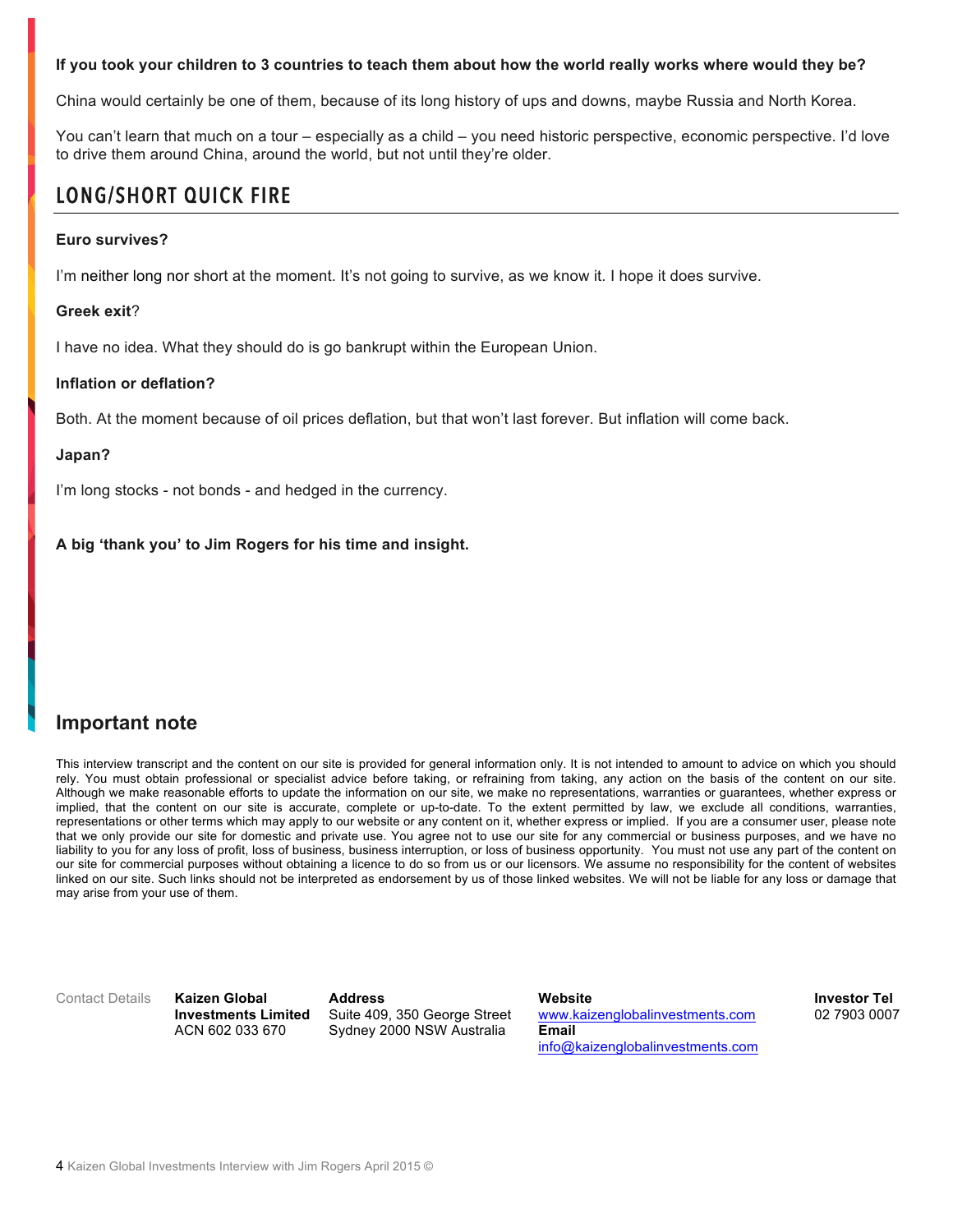**If you took your children to 3 countries to teach them about how the world really works where would they be?**

China would certainly be one of them, because of its long history of ups and downs, maybe Russia and North Korea.

You can't learn that much on a tour – especially as a child – you need historic perspective, economic perspective. I'd love to drive them around China, around the world, but not until they're older.

## LONG/SHORT QUICK FIRE

**Euro survives?**

I'm neither long nor short at the moment. It's not going to survive, as we know it. I hope it does survive.

**Greek exit**?

I have no idea. What they should do is go bankrupt within the European Union.

**Inflation or deflation?**

Both. At the moment because of oil prices deflation, but that won't last forever. But inflation will come back.

**Japan?**

I'm long stocks - not bonds - and hedged in the currency.

**A big 'thank you' to Jim Rogers for his time and insight.**

## Important note

This interview transcript and the content on our site is provided for general information only. It is not intended to amount to advice on which you should rely. You must obtain professional or specialist advice before taking, or refraining from taking, any action on the basis of the content on our site. Although we make reasonable efforts to update the information on our site, we make no representations, warranties or guarantees, whether express or implied, that the content on our site is accurate, complete or up-to-date. To the extent permitted by law, we exclude all conditions, warranties, representations or other terms which may apply to our website or any content on it, whether express or implied. If you are a consumer user, please note that we only provide our site for domestic and private use. You agree not to use our site for any commercial or business purposes, and we have no liability to you for any loss of profit, loss of business, business interruption, or loss of business opportunity. You must not use any part of the content on our site for commercial purposes without obtaining a licence to do so from us or our licensors. We assume no responsibility for the content of websites linked on our site. Such links should not be interpreted as endorsement by us of those linked websites. We will not be liable for any loss or damage that may arise from your use of them.

Contact Details

**Kaizen Global Investments Limited**
ACN 602 033 670

**Address**
Suite 409, 350 George Street
Sydney 2000 NSW Australia

**Website**
www.kaizenglobalinvestments.com
**Email**
info@kaizenglobalinvestments.com

**Investor Tel**
02 7903 0007

Kaizen Global Investments Interview with Jim Rogers April 2015 ©